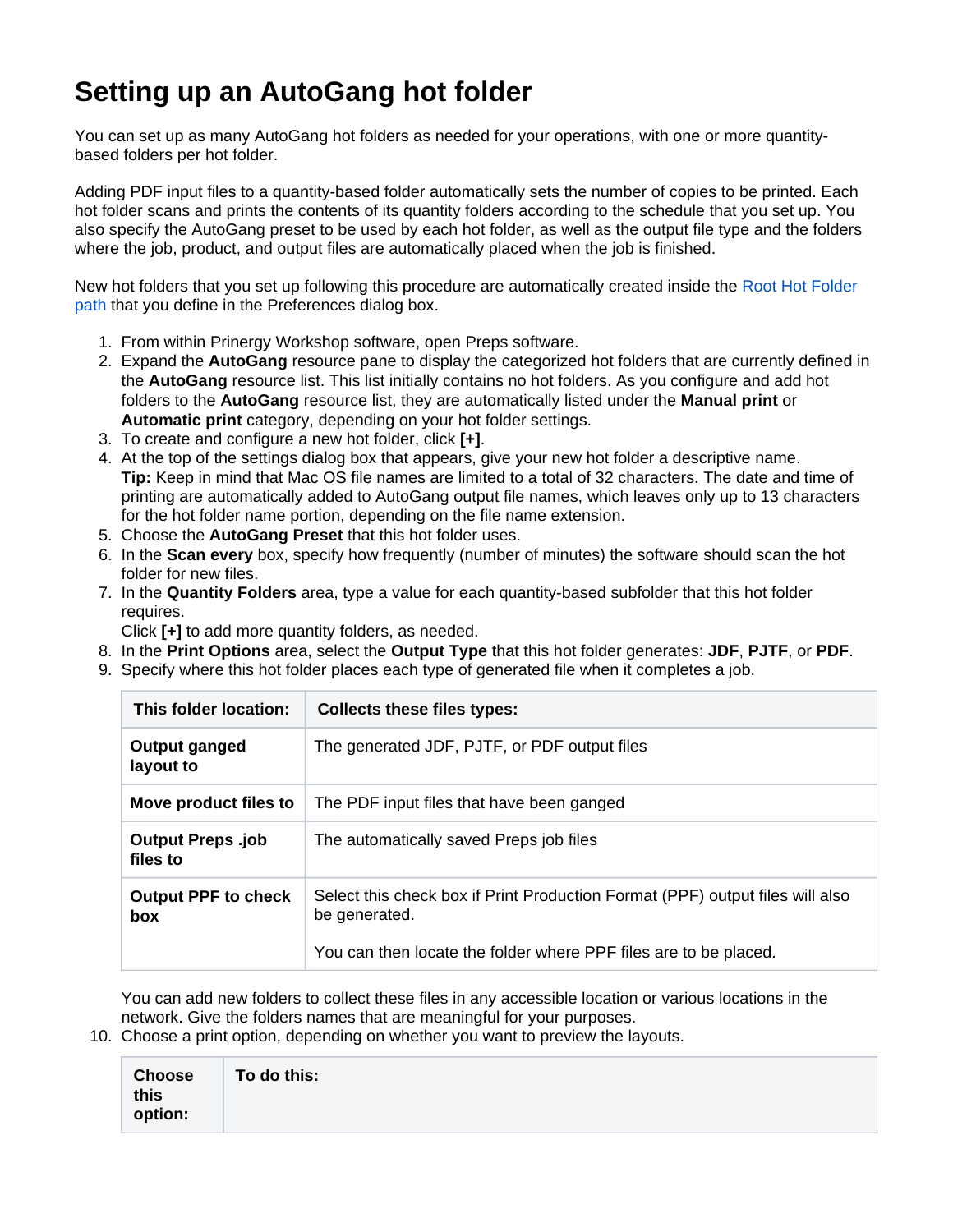# Setting up an AutoGang hot folder

You can set up as many AutoGang hot folders as needed for your operations, with one or more quantity-based folders per hot folder.

Adding PDF input files to a quantity-based folder automatically sets the number of copies to be printed. Each hot folder scans and prints the contents of its quantity folders according to the schedule that you set up. You also specify the AutoGang preset to be used by each hot folder, as well as the output file type and the folders where the job, product, and output files are automatically placed when the job is finished.

New hot folders that you set up following this procedure are automatically created inside the Root Hot Folder path that you define in the Preferences dialog box.

1. From within Prinergy Workshop software, open Preps software.
2. Expand the **AutoGang** resource pane to display the categorized hot folders that are currently defined in the **AutoGang** resource list. This list initially contains no hot folders. As you configure and add hot folders to the **AutoGang** resource list, they are automatically listed under the **Manual print** or **Automatic print** category, depending on your hot folder settings.
3. To create and configure a new hot folder, click **[+]**.
4. At the top of the settings dialog box that appears, give your new hot folder a descriptive name.
   **Tip:** Keep in mind that Mac OS file names are limited to a total of 32 characters. The date and time of printing are automatically added to AutoGang output file names, which leaves only up to 13 characters for the hot folder name portion, depending on the file name extension.
5. Choose the **AutoGang Preset** that this hot folder uses.
6. In the **Scan every** box, specify how frequently (number of minutes) the software should scan the hot folder for new files.
7. In the **Quantity Folders** area, type a value for each quantity-based subfolder that this hot folder requires.
   Click **[+]** to add more quantity folders, as needed.
8. In the **Print Options** area, select the **Output Type** that this hot folder generates: **JDF**, **PJTF**, or **PDF**.
9. Specify where this hot folder places each type of generated file when it completes a job.

   | This folder location: | Collects these files types: |
   |---|---|
   | **Output ganged layout to** | The generated JDF, PJTF, or PDF output files |
   | **Move product files to** | The PDF input files that have been ganged |
   | **Output Preps .job files to** | The automatically saved Preps job files |
   | **Output PPF to check box** | Select this check box if Print Production Format (PPF) output files will also be generated.<br><br>You can then locate the folder where PPF files are to be placed. |

   You can add new folders to collect these files in any accessible location or various locations in the network. Give the folders names that are meaningful for your purposes.
10. Choose a print option, depending on whether you want to preview the layouts.

   | Choose this option: | To do this: |
   |---|---|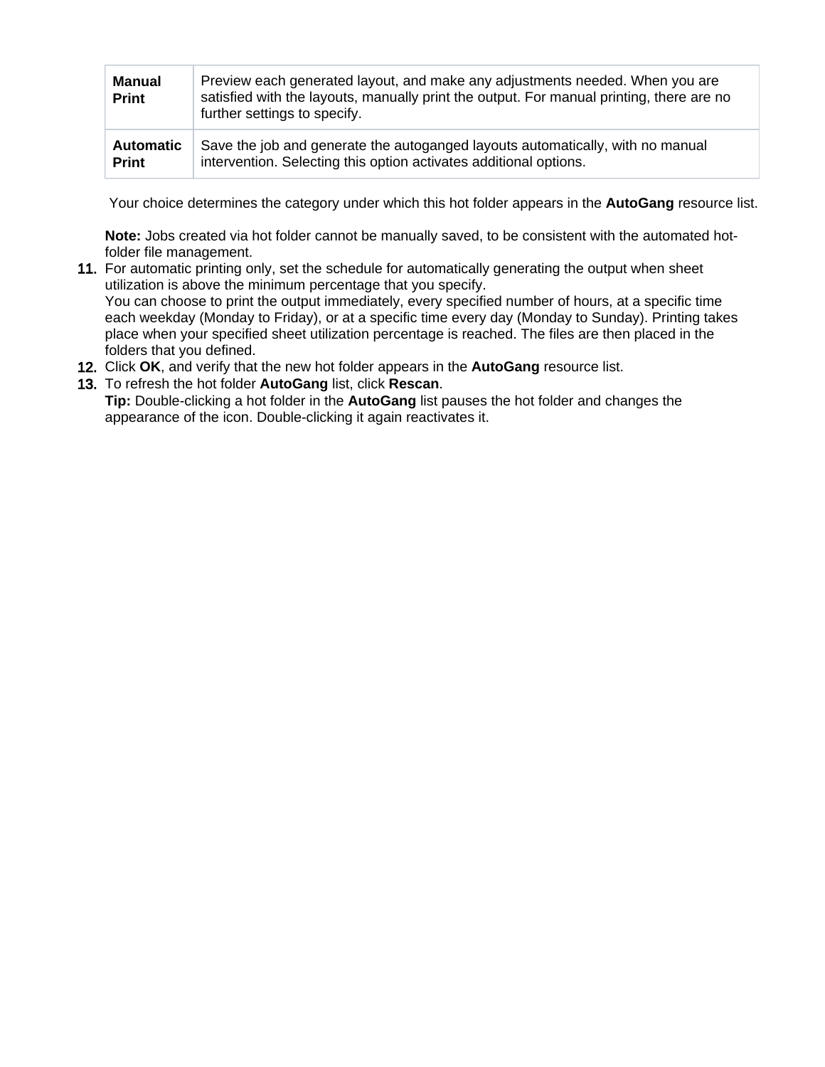| | |
|---|---|
| **Manual Print** | Preview each generated layout, and make any adjustments needed. When you are satisfied with the layouts, manually print the output. For manual printing, there are no further settings to specify. |
| **Automatic Print** | Save the job and generate the autoganged layouts automatically, with no manual intervention. Selecting this option activates additional options. |

Your choice determines the category under which this hot folder appears in the **AutoGang** resource list.

**Note:** Jobs created via hot folder cannot be manually saved, to be consistent with the automated hot-folder file management.

11. For automatic printing only, set the schedule for automatically generating the output when sheet utilization is above the minimum percentage that you specify.
    You can choose to print the output immediately, every specified number of hours, at a specific time each weekday (Monday to Friday), or at a specific time every day (Monday to Sunday). Printing takes place when your specified sheet utilization percentage is reached. The files are then placed in the folders that you defined.
12. Click **OK**, and verify that the new hot folder appears in the **AutoGang** resource list.
13. To refresh the hot folder **AutoGang** list, click **Rescan**.
    **Tip:** Double-clicking a hot folder in the **AutoGang** list pauses the hot folder and changes the appearance of the icon. Double-clicking it again reactivates it.